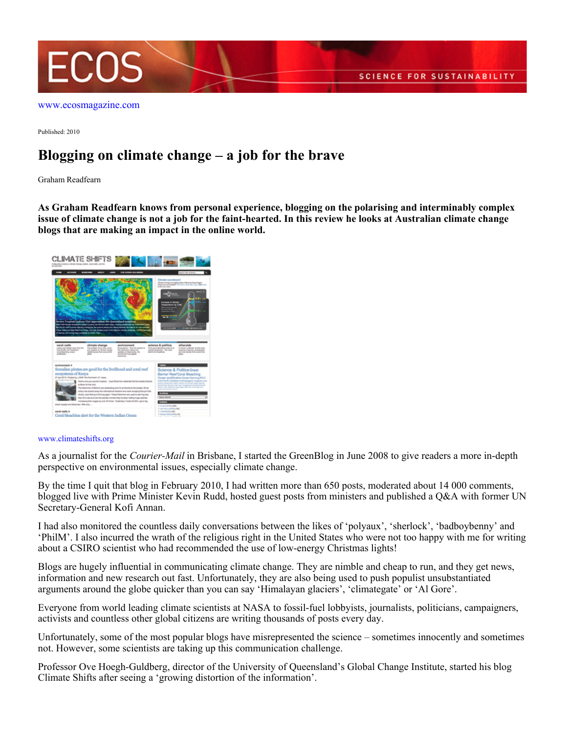www.ecosmagazine.com

Published: 2010

# Blogging on climate change – a job for the brave

Graham Readfearn

**As Graham Readfearn knows from personal experience, blogging on the polarising and interminably complex issue of climate change is not a job for the faint-hearted. In this review he looks at Australian climate change blogs that are making an impact in the online world.**

www.climateshifts.org

As a journalist for the *Courier-Mail* in Brisbane, I started the GreenBlog in June 2008 to give readers a more in-depth perspective on environmental issues, especially climate change.

By the time I quit that blog in February 2010, I had written more than 650 posts, moderated about 14 000 comments, blogged live with Prime Minister Kevin Rudd, hosted guest posts from ministers and published a Q&A with former UN Secretary-General Kofi Annan.

I had also monitored the countless daily conversations between the likes of 'polyaux', 'sherlock', 'badboybenny' and 'PhilM'. I also incurred the wrath of the religious right in the United States who were not too happy with me for writing about a CSIRO scientist who had recommended the use of low-energy Christmas lights!

Blogs are hugely influential in communicating climate change. They are nimble and cheap to run, and they get news, information and new research out fast. Unfortunately, they are also being used to push populist unsubstantiated arguments around the globe quicker than you can say 'Himalayan glaciers', 'climategate' or 'Al Gore'.

Everyone from world leading climate scientists at NASA to fossil-fuel lobbyists, journalists, politicians, campaigners, activists and countless other global citizens are writing thousands of posts every day.

Unfortunately, some of the most popular blogs have misrepresented the science – sometimes innocently and sometimes not. However, some scientists are taking up this communication challenge.

Professor Ove Hoegh-Guldberg, director of the University of Queensland's Global Change Institute, started his blog Climate Shifts after seeing a 'growing distortion of the information'.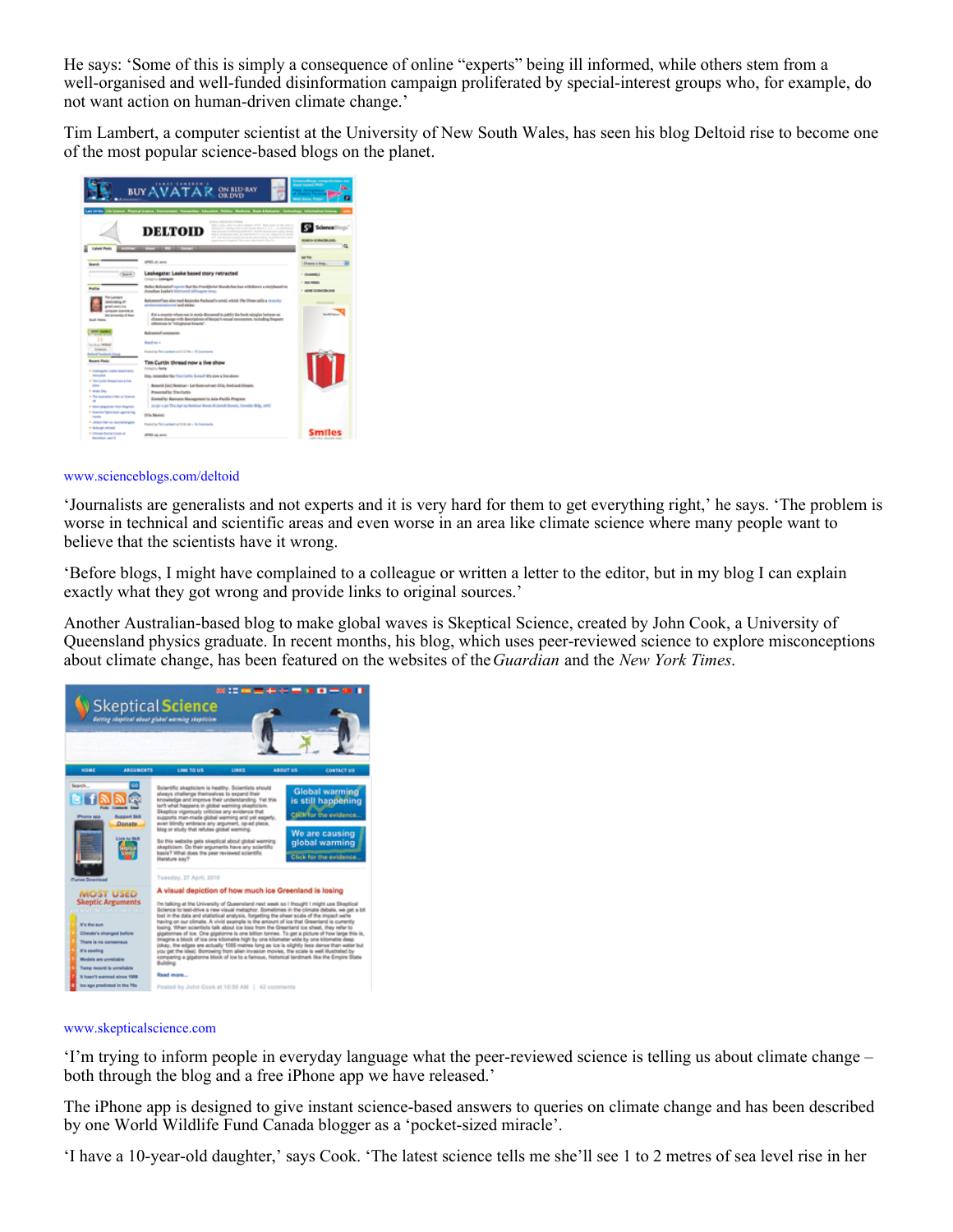He says: 'Some of this is simply a consequence of online "experts" being ill informed, while others stem from a well-organised and well-funded disinformation campaign proliferated by special-interest groups who, for example, do not want action on human-driven climate change.'

Tim Lambert, a computer scientist at the University of New South Wales, has seen his blog Deltoid rise to become one of the most popular science-based blogs on the planet.

www.scienceblogs.com/deltoid

'Journalists are generalists and not experts and it is very hard for them to get everything right,' he says. 'The problem is worse in technical and scientific areas and even worse in an area like climate science where many people want to believe that the scientists have it wrong.

'Before blogs, I might have complained to a colleague or written a letter to the editor, but in my blog I can explain exactly what they got wrong and provide links to original sources.'

Another Australian-based blog to make global waves is Skeptical Science, created by John Cook, a University of Queensland physics graduate. In recent months, his blog, which uses peer-reviewed science to explore misconceptions about climate change, has been featured on the websites of the *Guardian* and the *New York Times*.

www.skepticalscience.com

'I'm trying to inform people in everyday language what the peer-reviewed science is telling us about climate change – both through the blog and a free iPhone app we have released.'

The iPhone app is designed to give instant science-based answers to queries on climate change and has been described by one World Wildlife Fund Canada blogger as a 'pocket-sized miracle'.

'I have a 10-year-old daughter,' says Cook. 'The latest science tells me she'll see 1 to 2 metres of sea level rise in her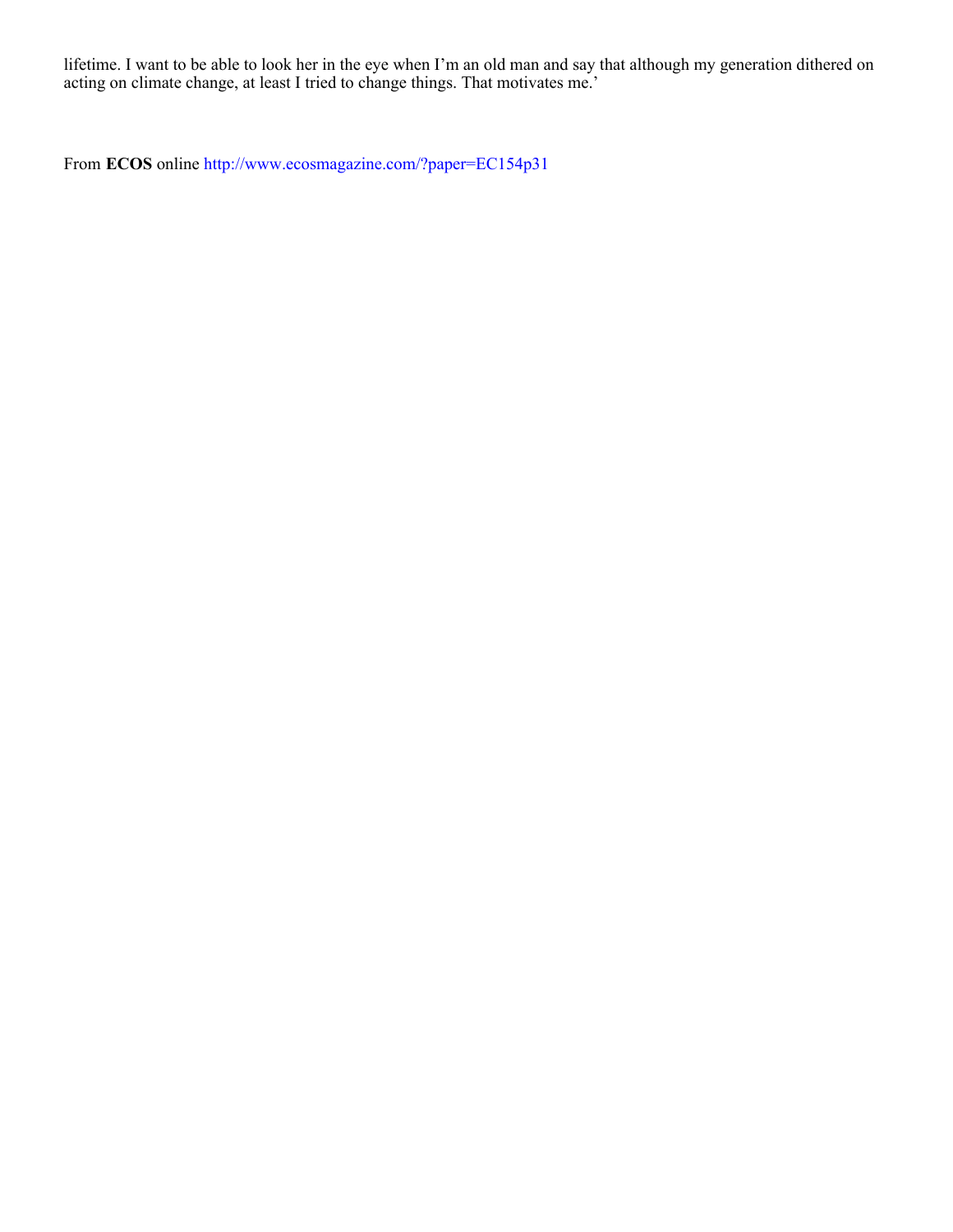lifetime. I want to be able to look her in the eye when I'm an old man and say that although my generation dithered on acting on climate change, at least I tried to change things. That motivates me.'

From **ECOS** online http://www.ecosmagazine.com/?paper=EC154p31